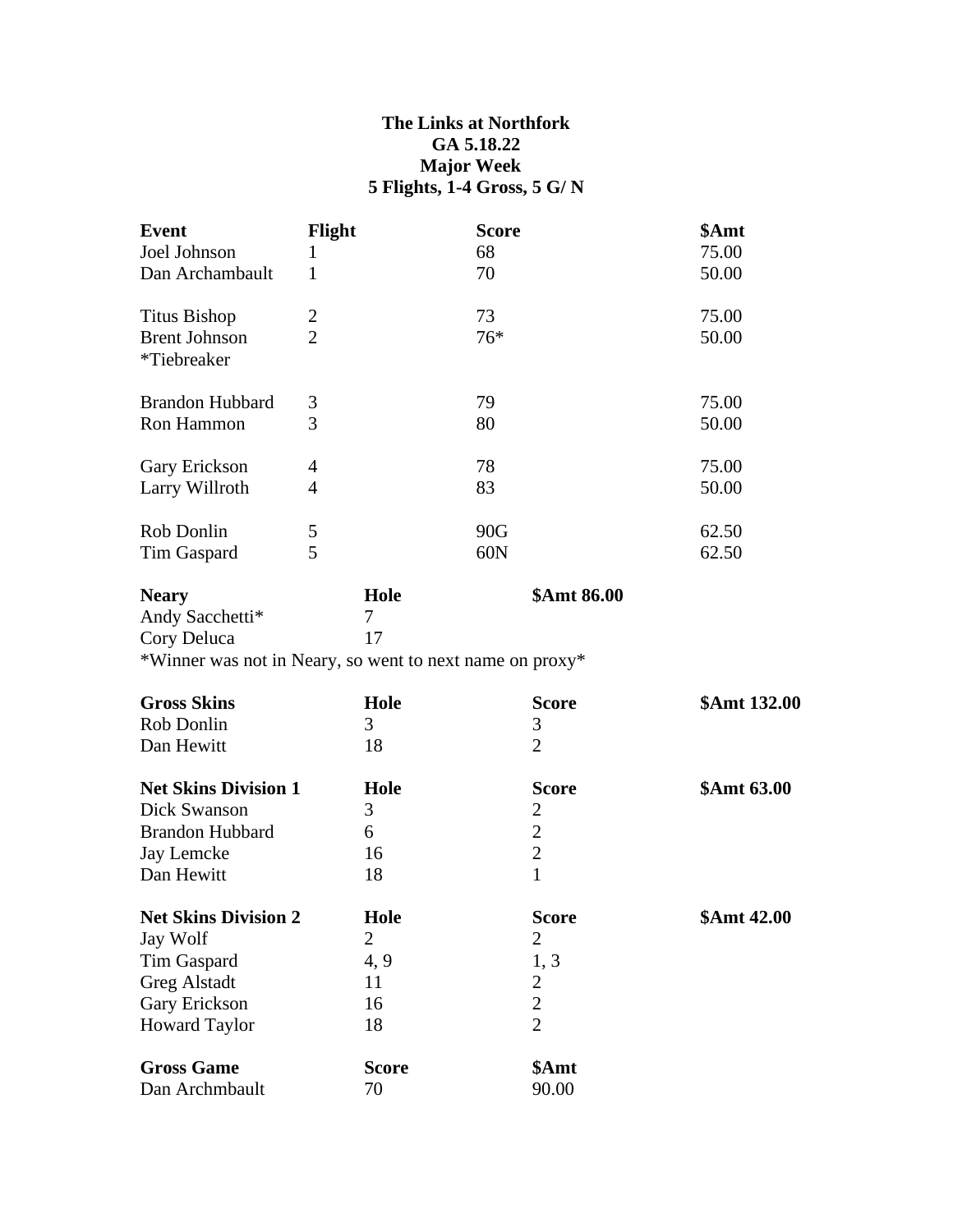**The Links at Northfork**
**GA 5.18.22**
**Major Week**
**5 Flights, 1-4 Gross, 5 G/ N**

| Event | Flight | Score | $Amt |
|---|---|---|---|
| Joel Johnson | 1 | 68 | 75.00 |
| Dan Archambault | 1 | 70 | 50.00 |
| | | | |
| Titus Bishop | 2 | 73 | 75.00 |
| Brent Johnson | 2 | 76* | 50.00 |
| *Tiebreaker | | | |
| | | | |
| Brandon Hubbard | 3 | 79 | 75.00 |
| Ron Hammon | 3 | 80 | 50.00 |
| | | | |
| Gary Erickson | 4 | 78 | 75.00 |
| Larry Willroth | 4 | 83 | 50.00 |
| | | | |
| Rob Donlin | 5 | 90G | 62.50 |
| Tim Gaspard | 5 | 60N | 62.50 |

| Neary | Hole | $Amt 86.00 |
|---|---|---|
| Andy Sacchetti* | 7 | |
| Cory Deluca | 17 | |

*Winner was not in Neary, so went to next name on proxy*

| Gross Skins | Hole | Score | $Amt 132.00 |
|---|---|---|---|
| Rob Donlin | 3 | 3 | |
| Dan Hewitt | 18 | 2 | |

| Net Skins Division 1 | Hole | Score | $Amt 63.00 |
|---|---|---|---|
| Dick Swanson | 3 | 2 | |
| Brandon Hubbard | 6 | 2 | |
| Jay Lemcke | 16 | 2 | |
| Dan Hewitt | 18 | 1 | |

| Net Skins Division 2 | Hole | Score | $Amt 42.00 |
|---|---|---|---|
| Jay Wolf | 2 | 2 | |
| Tim Gaspard | 4, 9 | 1, 3 | |
| Greg Alstadt | 11 | 2 | |
| Gary Erickson | 16 | 2 | |
| Howard Taylor | 18 | 2 | |

| Gross Game | Score | $Amt |
|---|---|---|
| Dan Archmbault | 70 | 90.00 |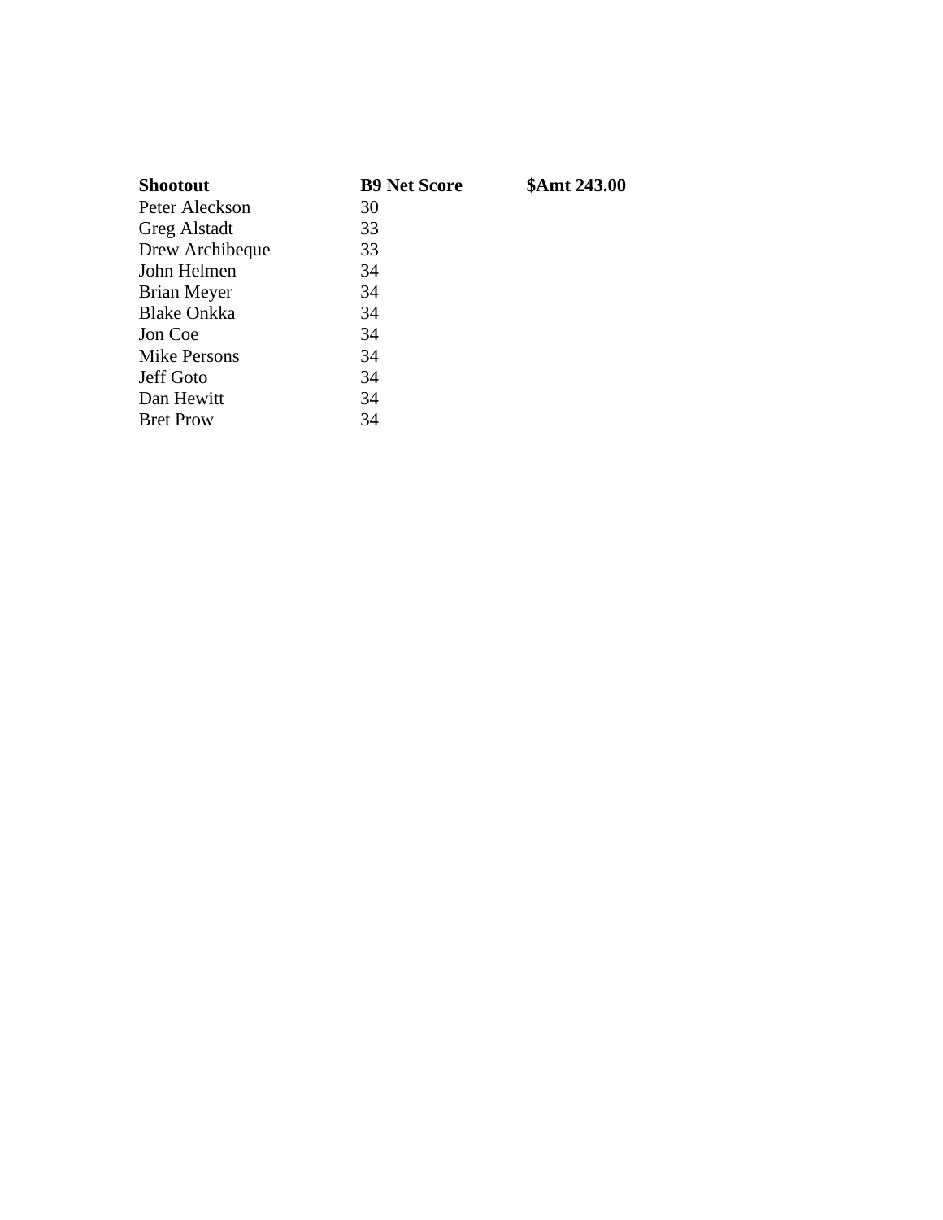| Shootout | B9 Net Score | $Amt 243.00 |
| --- | --- | --- |
| Peter Aleckson | 30 | |
| Greg Alstadt | 33 | |
| Drew Archibeque | 33 | |
| John Helmen | 34 | |
| Brian Meyer | 34 | |
| Blake Onkka | 34 | |
| Jon Coe | 34 | |
| Mike Persons | 34 | |
| Jeff Goto | 34 | |
| Dan Hewitt | 34 | |
| Bret Prow | 34 | |